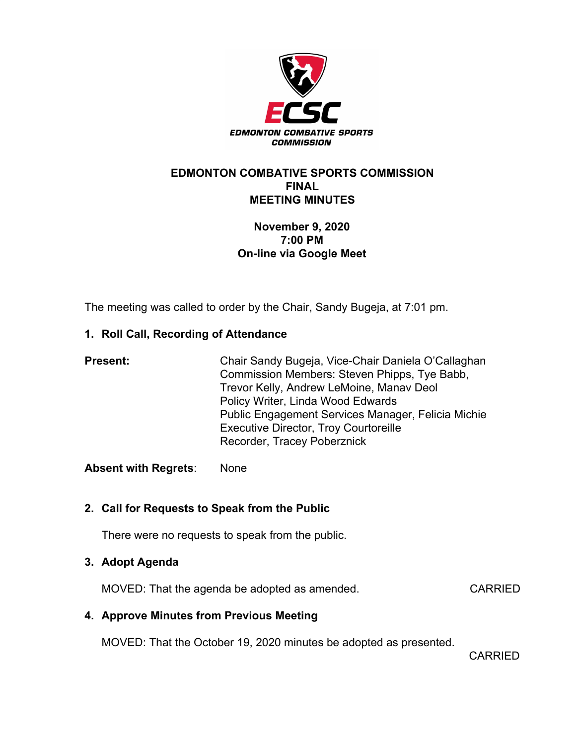# EDMONTON COMBATIVE SPORTS COMMISSION
## FINAL
## MEETING MINUTES

**November 9, 2020**
**7:00 PM**
**On-line via Google Meet**

The meeting was called to order by the Chair, Sandy Bugeja, at 7:01 pm.

### 1. Roll Call, Recording of Attendance

**Present:**
Chair Sandy Bugeja, Vice-Chair Daniela O'Callaghan
Commission Members: Steven Phipps, Tye Babb, Trevor Kelly, Andrew LeMoine, Manav Deol
Policy Writer, Linda Wood Edwards
Public Engagement Services Manager, Felicia Michie
Executive Director, Troy Courtoreille
Recorder, Tracey Poberznick

**Absent with Regrets**: None

### 2. Call for Requests to Speak from the Public

There were no requests to speak from the public.

### 3. Adopt Agenda

MOVED: That the agenda be adopted as amended. CARRIED

### 4. Approve Minutes from Previous Meeting

MOVED: That the October 19, 2020 minutes be adopted as presented.
CARRIED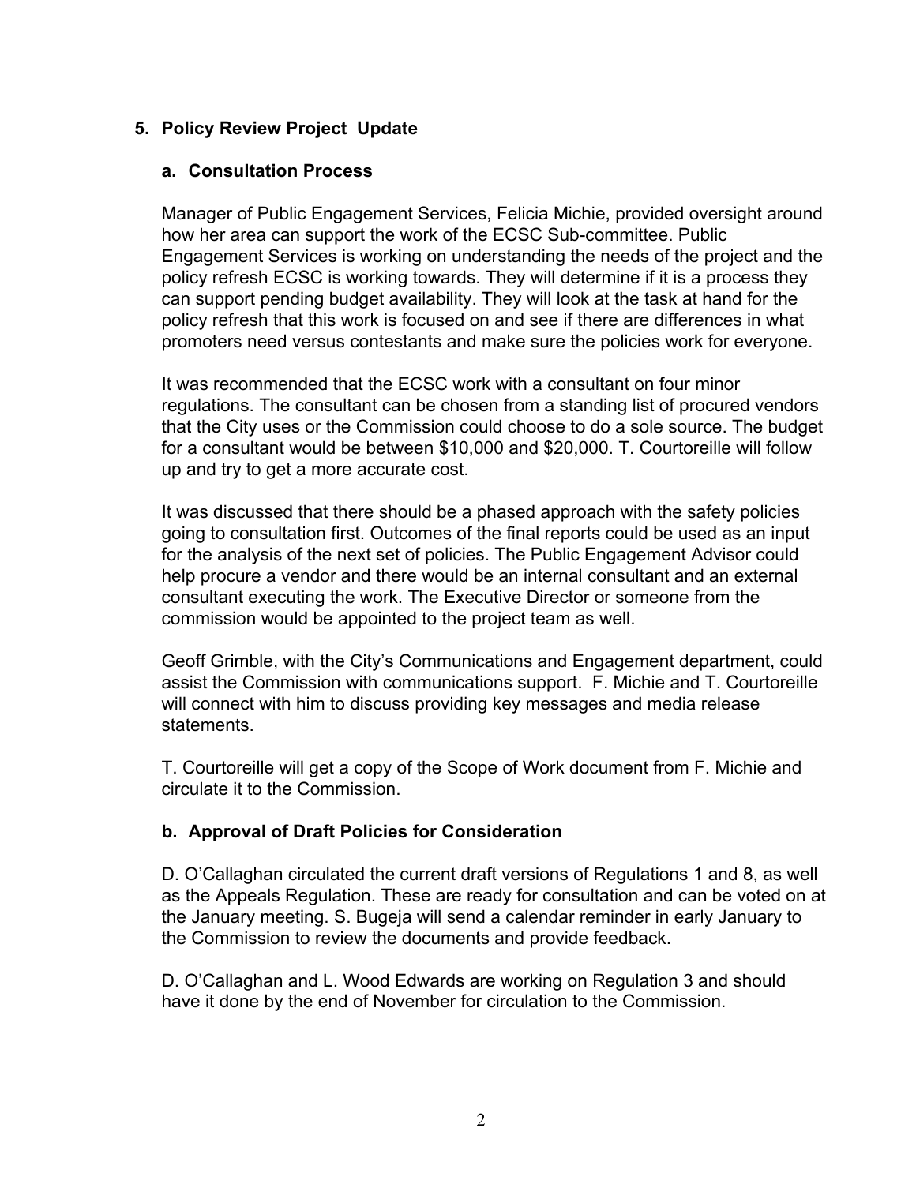## 5. Policy Review Project Update

### a. Consultation Process

Manager of Public Engagement Services, Felicia Michie, provided oversight around how her area can support the work of the ECSC Sub-committee. Public Engagement Services is working on understanding the needs of the project and the policy refresh ECSC is working towards. They will determine if it is a process they can support pending budget availability. They will look at the task at hand for the policy refresh that this work is focused on and see if there are differences in what promoters need versus contestants and make sure the policies work for everyone.

It was recommended that the ECSC work with a consultant on four minor regulations. The consultant can be chosen from a standing list of procured vendors that the City uses or the Commission could choose to do a sole source. The budget for a consultant would be between $10,000 and $20,000. T. Courtoreille will follow up and try to get a more accurate cost.

It was discussed that there should be a phased approach with the safety policies going to consultation first. Outcomes of the final reports could be used as an input for the analysis of the next set of policies. The Public Engagement Advisor could help procure a vendor and there would be an internal consultant and an external consultant executing the work. The Executive Director or someone from the commission would be appointed to the project team as well.

Geoff Grimble, with the City's Communications and Engagement department, could assist the Commission with communications support. F. Michie and T. Courtoreille will connect with him to discuss providing key messages and media release statements.

T. Courtoreille will get a copy of the Scope of Work document from F. Michie and circulate it to the Commission.

### b. Approval of Draft Policies for Consideration

D. O'Callaghan circulated the current draft versions of Regulations 1 and 8, as well as the Appeals Regulation. These are ready for consultation and can be voted on at the January meeting. S. Bugeja will send a calendar reminder in early January to the Commission to review the documents and provide feedback.

D. O'Callaghan and L. Wood Edwards are working on Regulation 3 and should have it done by the end of November for circulation to the Commission.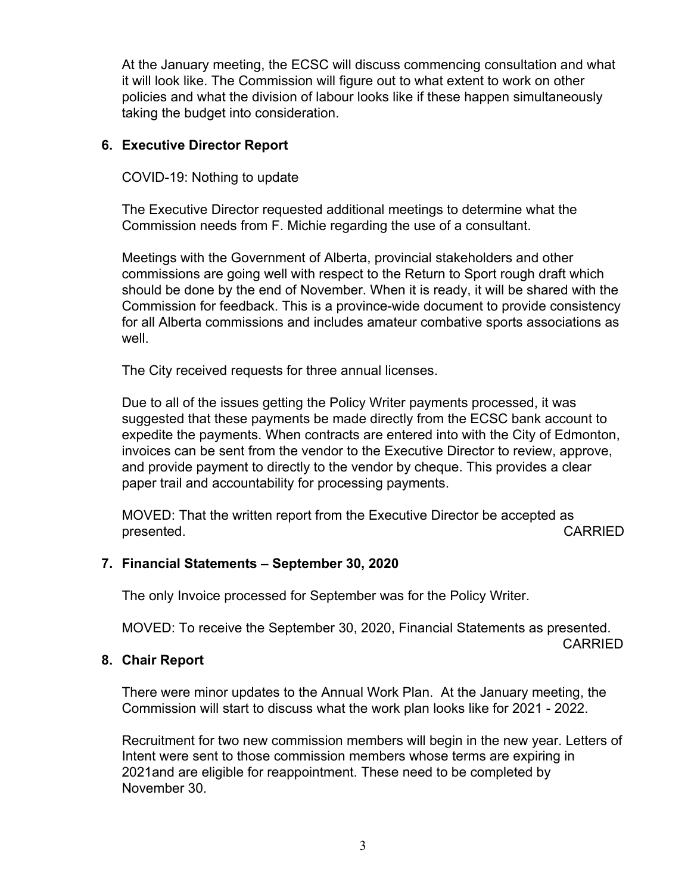At the January meeting, the ECSC will discuss commencing consultation and what it will look like. The Commission will figure out to what extent to work on other policies and what the division of labour looks like if these happen simultaneously taking the budget into consideration.

**6. Executive Director Report**

COVID-19: Nothing to update

The Executive Director requested additional meetings to determine what the Commission needs from F. Michie regarding the use of a consultant.

Meetings with the Government of Alberta, provincial stakeholders and other commissions are going well with respect to the Return to Sport rough draft which should be done by the end of November. When it is ready, it will be shared with the Commission for feedback. This is a province-wide document to provide consistency for all Alberta commissions and includes amateur combative sports associations as well.

The City received requests for three annual licenses.

Due to all of the issues getting the Policy Writer payments processed, it was suggested that these payments be made directly from the ECSC bank account to expedite the payments. When contracts are entered into with the City of Edmonton, invoices can be sent from the vendor to the Executive Director to review, approve, and provide payment to directly to the vendor by cheque. This provides a clear paper trail and accountability for processing payments.

MOVED: That the written report from the Executive Director be accepted as presented. CARRIED

**7. Financial Statements – September 30, 2020**

The only Invoice processed for September was for the Policy Writer.

MOVED: To receive the September 30, 2020, Financial Statements as presented. CARRIED

**8. Chair Report**

There were minor updates to the Annual Work Plan. At the January meeting, the Commission will start to discuss what the work plan looks like for 2021 - 2022.

Recruitment for two new commission members will begin in the new year. Letters of Intent were sent to those commission members whose terms are expiring in 2021and are eligible for reappointment. These need to be completed by November 30.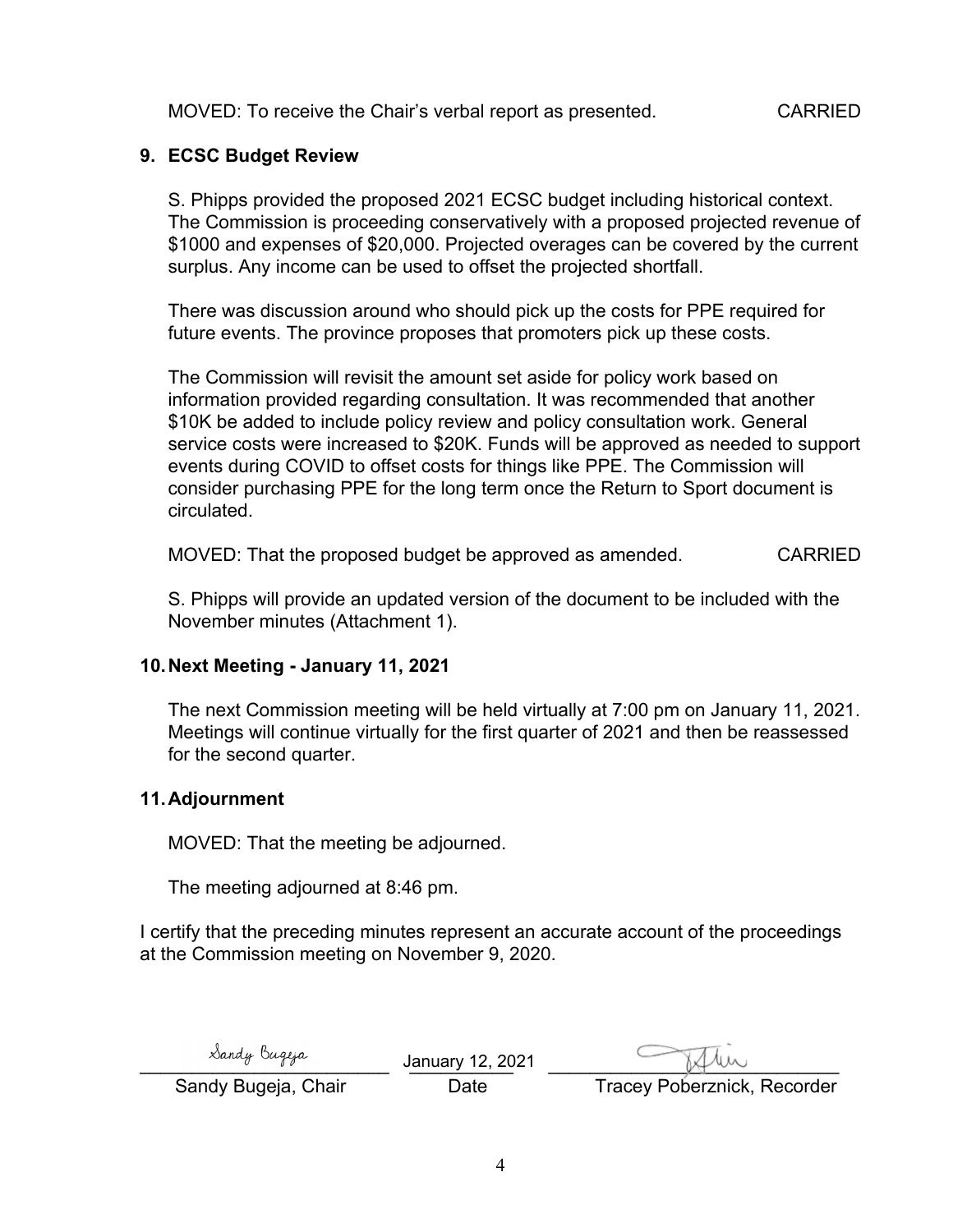MOVED: To receive the Chair's verbal report as presented. CARRIED

## 9. ECSC Budget Review

S. Phipps provided the proposed 2021 ECSC budget including historical context. The Commission is proceeding conservatively with a proposed projected revenue of $1000 and expenses of $20,000. Projected overages can be covered by the current surplus. Any income can be used to offset the projected shortfall.

There was discussion around who should pick up the costs for PPE required for future events. The province proposes that promoters pick up these costs.

The Commission will revisit the amount set aside for policy work based on information provided regarding consultation. It was recommended that another $10K be added to include policy review and policy consultation work. General service costs were increased to $20K. Funds will be approved as needed to support events during COVID to offset costs for things like PPE. The Commission will consider purchasing PPE for the long term once the Return to Sport document is circulated.

MOVED: That the proposed budget be approved as amended. CARRIED

S. Phipps will provide an updated version of the document to be included with the November minutes (Attachment 1).

## 10. Next Meeting - January 11, 2021

The next Commission meeting will be held virtually at 7:00 pm on January 11, 2021. Meetings will continue virtually for the first quarter of 2021 and then be reassessed for the second quarter.

## 11. Adjournment

MOVED: That the meeting be adjourned.

The meeting adjourned at 8:46 pm.

I certify that the preceding minutes represent an accurate account of the proceedings at the Commission meeting on November 9, 2020.

| Sandy Bugeja | January 12, 2021 | |
|---|---|---|
| Sandy Bugeja, Chair | Date | Tracey Poberznick, Recorder |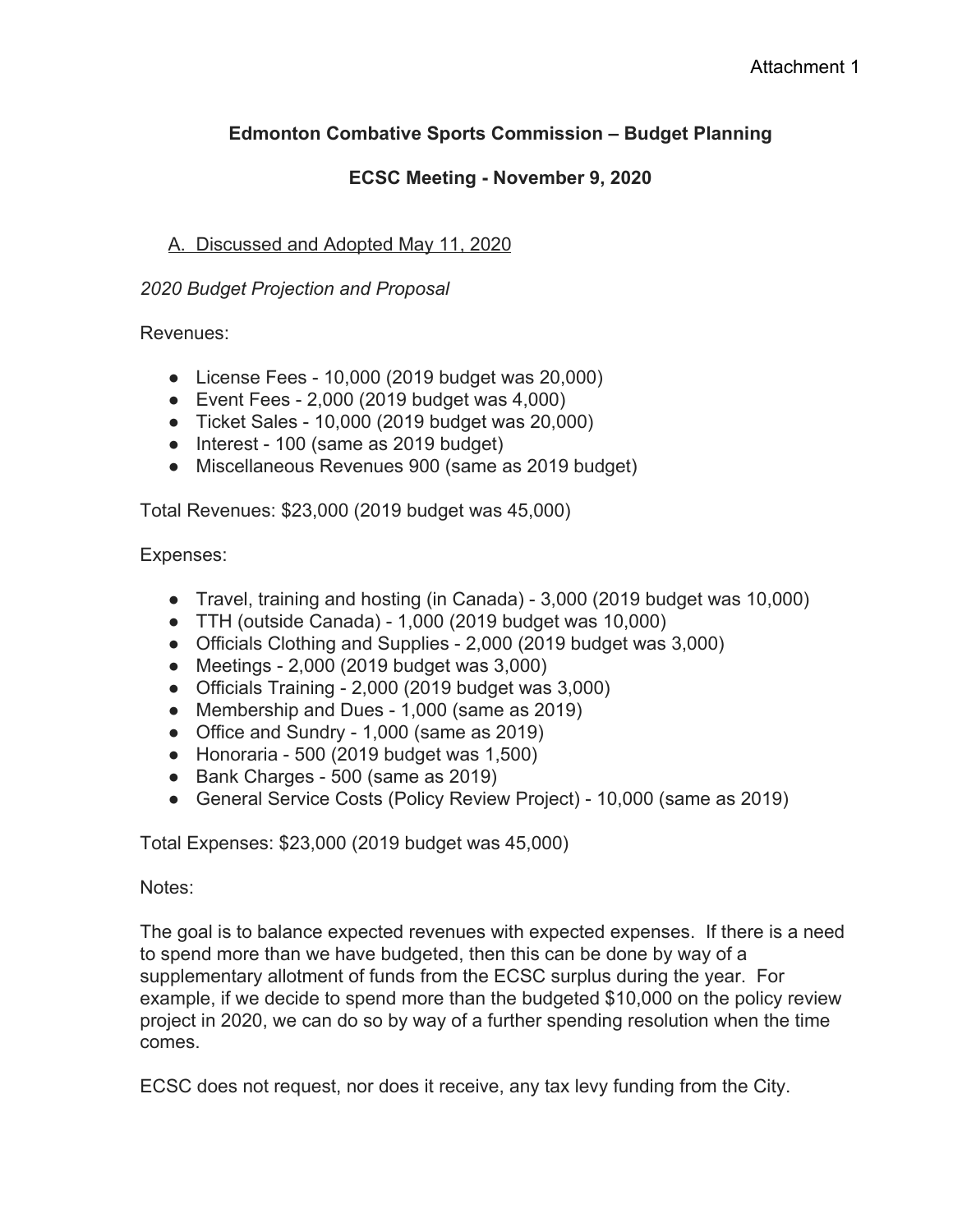Attachment 1

## Edmonton Combative Sports Commission – Budget Planning

## ECSC Meeting - November 9, 2020

A. Discussed and Adopted May 11, 2020

*2020 Budget Projection and Proposal*

Revenues:

- License Fees - 10,000 (2019 budget was 20,000)
- Event Fees - 2,000 (2019 budget was 4,000)
- Ticket Sales - 10,000 (2019 budget was 20,000)
- Interest - 100 (same as 2019 budget)
- Miscellaneous Revenues 900 (same as 2019 budget)

Total Revenues: $23,000 (2019 budget was 45,000)

Expenses:

- Travel, training and hosting (in Canada) - 3,000 (2019 budget was 10,000)
- TTH (outside Canada) - 1,000 (2019 budget was 10,000)
- Officials Clothing and Supplies - 2,000 (2019 budget was 3,000)
- Meetings - 2,000 (2019 budget was 3,000)
- Officials Training - 2,000 (2019 budget was 3,000)
- Membership and Dues - 1,000 (same as 2019)
- Office and Sundry - 1,000 (same as 2019)
- Honoraria - 500 (2019 budget was 1,500)
- Bank Charges - 500 (same as 2019)
- General Service Costs (Policy Review Project) - 10,000 (same as 2019)

Total Expenses: $23,000 (2019 budget was 45,000)

Notes:

The goal is to balance expected revenues with expected expenses. If there is a need to spend more than we have budgeted, then this can be done by way of a supplementary allotment of funds from the ECSC surplus during the year. For example, if we decide to spend more than the budgeted $10,000 on the policy review project in 2020, we can do so by way of a further spending resolution when the time comes.

ECSC does not request, nor does it receive, any tax levy funding from the City.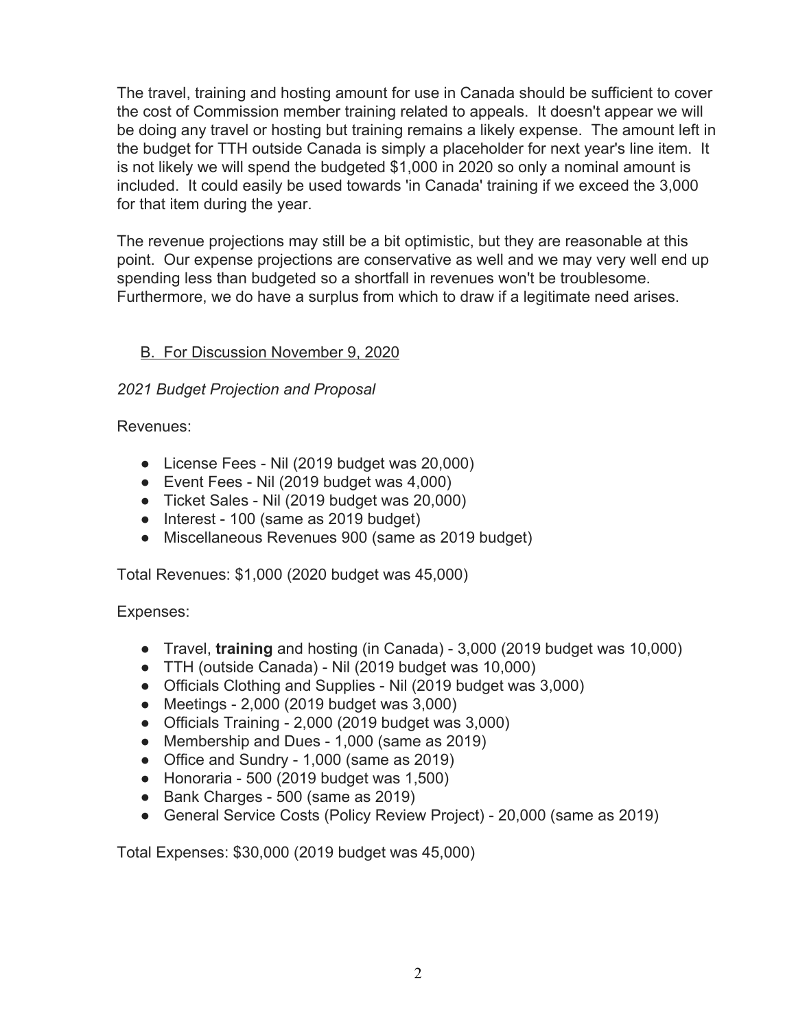The travel, training and hosting amount for use in Canada should be sufficient to cover the cost of Commission member training related to appeals. It doesn't appear we will be doing any travel or hosting but training remains a likely expense. The amount left in the budget for TTH outside Canada is simply a placeholder for next year's line item. It is not likely we will spend the budgeted $1,000 in 2020 so only a nominal amount is included. It could easily be used towards 'in Canada' training if we exceed the 3,000 for that item during the year.

The revenue projections may still be a bit optimistic, but they are reasonable at this point. Our expense projections are conservative as well and we may very well end up spending less than budgeted so a shortfall in revenues won't be troublesome. Furthermore, we do have a surplus from which to draw if a legitimate need arises.

B. For Discussion November 9, 2020

*2021 Budget Projection and Proposal*

Revenues:

- License Fees - Nil (2019 budget was 20,000)
- Event Fees - Nil (2019 budget was 4,000)
- Ticket Sales - Nil (2019 budget was 20,000)
- Interest - 100 (same as 2019 budget)
- Miscellaneous Revenues 900 (same as 2019 budget)

Total Revenues: $1,000 (2020 budget was 45,000)

Expenses:

- Travel, **training** and hosting (in Canada) - 3,000 (2019 budget was 10,000)
- TTH (outside Canada) - Nil (2019 budget was 10,000)
- Officials Clothing and Supplies - Nil (2019 budget was 3,000)
- Meetings - 2,000 (2019 budget was 3,000)
- Officials Training - 2,000 (2019 budget was 3,000)
- Membership and Dues - 1,000 (same as 2019)
- Office and Sundry - 1,000 (same as 2019)
- Honoraria - 500 (2019 budget was 1,500)
- Bank Charges - 500 (same as 2019)
- General Service Costs (Policy Review Project) - 20,000 (same as 2019)

Total Expenses: $30,000 (2019 budget was 45,000)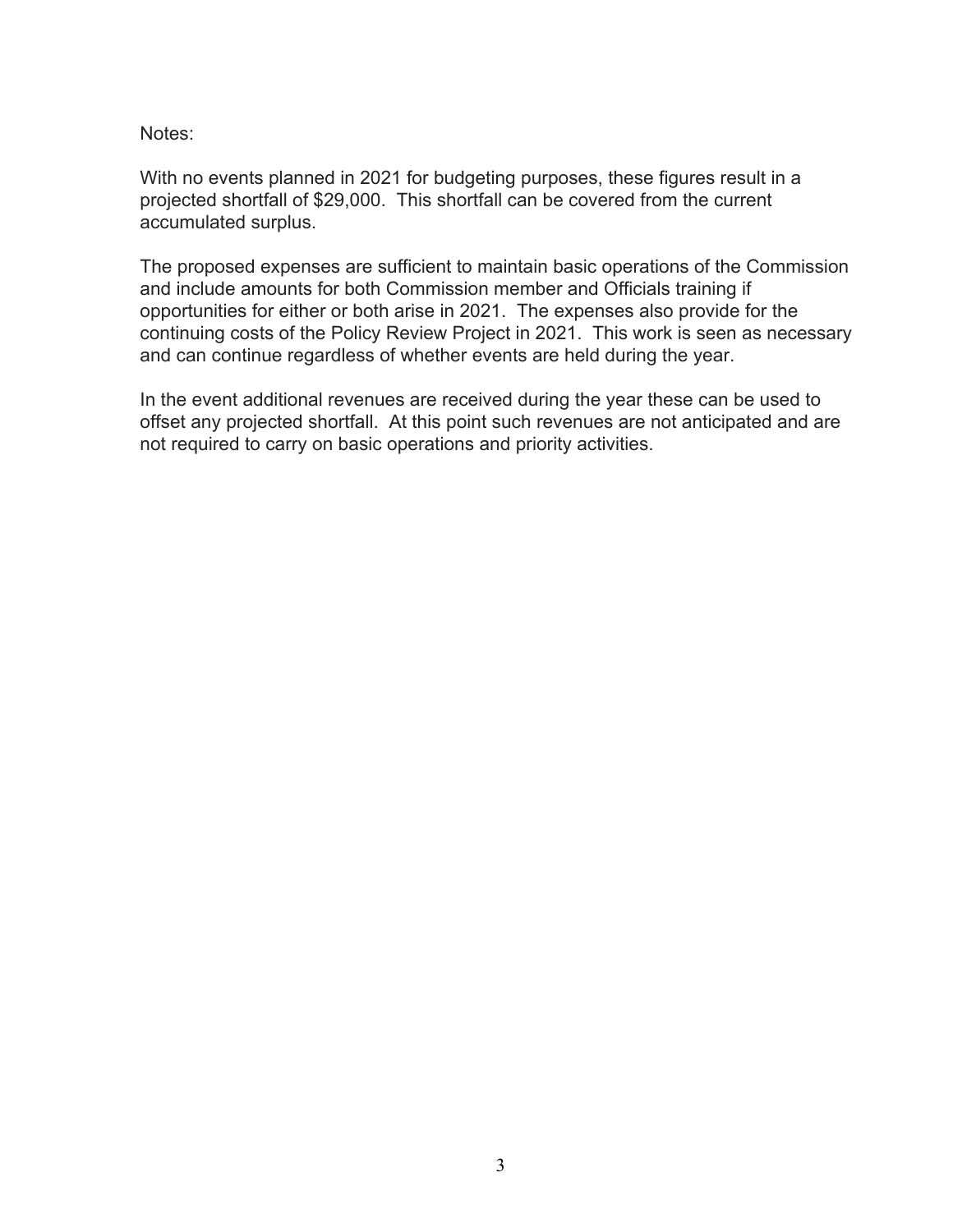Notes:

With no events planned in 2021 for budgeting purposes, these figures result in a projected shortfall of $29,000. This shortfall can be covered from the current accumulated surplus.

The proposed expenses are sufficient to maintain basic operations of the Commission and include amounts for both Commission member and Officials training if opportunities for either or both arise in 2021. The expenses also provide for the continuing costs of the Policy Review Project in 2021. This work is seen as necessary and can continue regardless of whether events are held during the year.

In the event additional revenues are received during the year these can be used to offset any projected shortfall. At this point such revenues are not anticipated and are not required to carry on basic operations and priority activities.